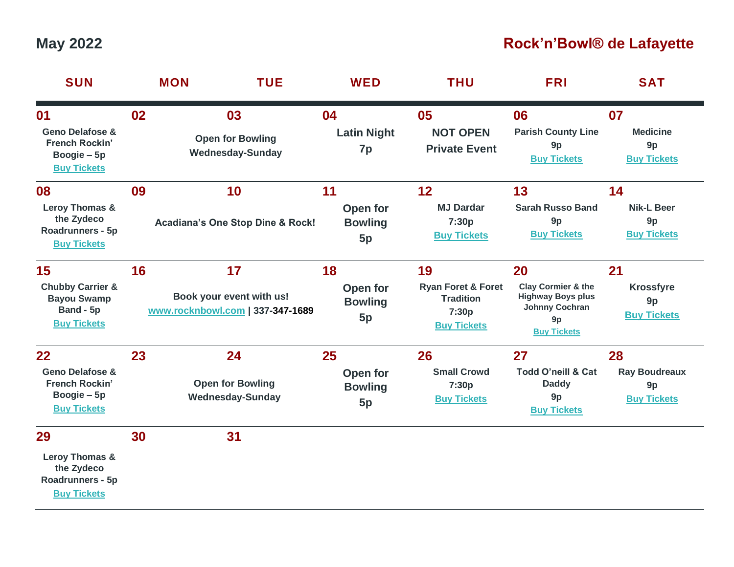# May 2022

## Rock'n'Bowl® de Lafayette

| SUN | MON | TUE | WED | THU | FRI | SAT |
|---|---|---|---|---|---|---|
| **01** Geno Delafose & French Rockin' Boogie – 5p Buy Tickets | **02** | **03** Open for Bowling Wednesday-Sunday | **04** Latin Night 7p | **05** NOT OPEN Private Event | **06** Parish County Line 9p Buy Tickets | **07** Medicine 9p Buy Tickets |
| **08** Leroy Thomas & the Zydeco Roadrunners - 5p Buy Tickets | **09** | **10** Acadiana's One Stop Dine & Rock! | **11** Open for Bowling 5p | **12** MJ Dardar 7:30p Buy Tickets | **13** Sarah Russo Band 9p Buy Tickets | **14** Nik-L Beer 9p Buy Tickets |
| **15** Chubby Carrier & Bayou Swamp Band - 5p Buy Tickets | **16** | **17** Book your event with us! www.rocknbowl.com \| 337-347-1689 | **18** Open for Bowling 5p | **19** Ryan Foret & Foret Tradition 7:30p Buy Tickets | **20** Clay Cormier & the Highway Boys plus Johnny Cochran 9p Buy Tickets | **21** Krossfyre 9p Buy Tickets |
| **22** Geno Delafose & French Rockin' Boogie – 5p Buy Tickets | **23** | **24** Open for Bowling Wednesday-Sunday | **25** Open for Bowling 5p | **26** Small Crowd 7:30p Buy Tickets | **27** Todd O'neill & Cat Daddy 9p Buy Tickets | **28** Ray Boudreaux 9p Buy Tickets |
| **29** Leroy Thomas & the Zydeco Roadrunners - 5p Buy Tickets | **30** | **31** | | | | |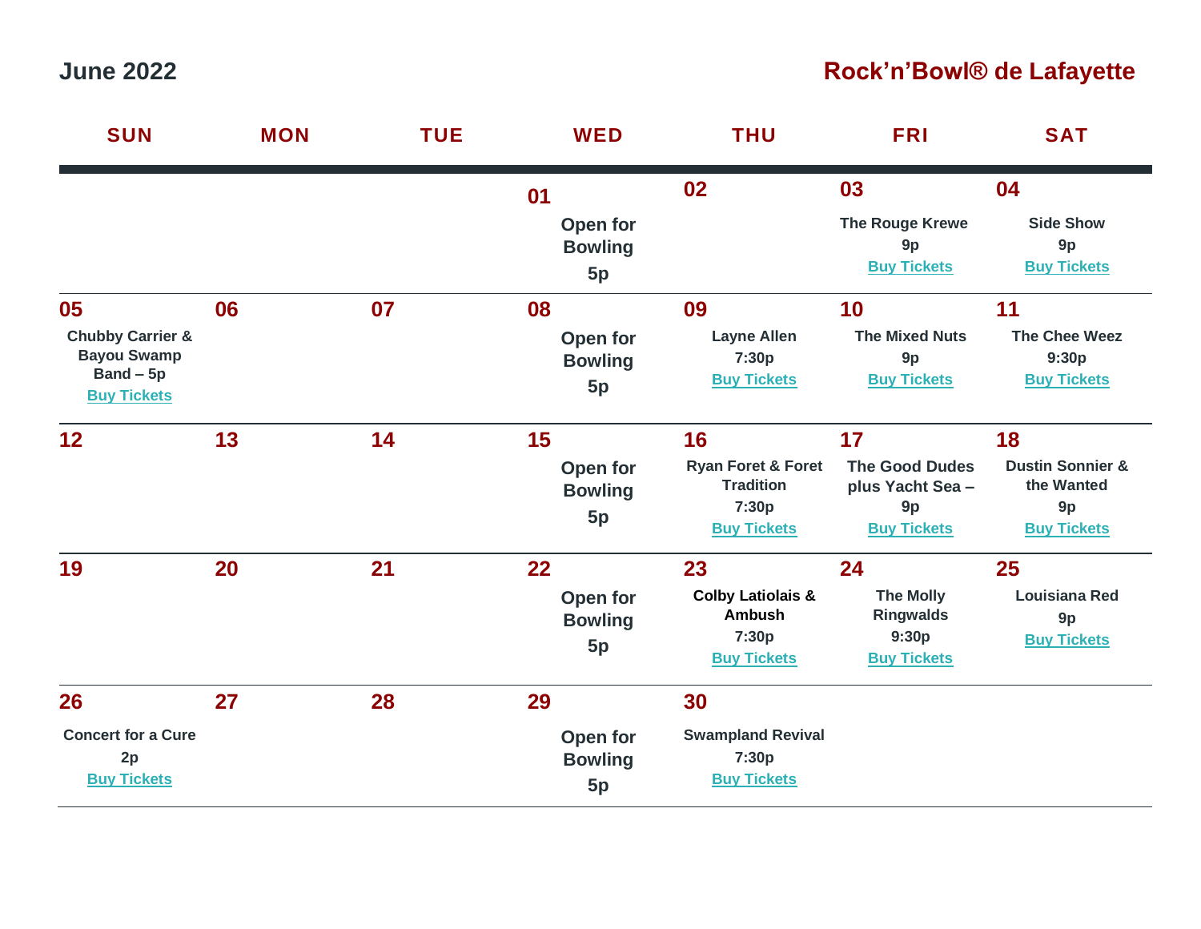## June 2022

## Rock'n'Bowl® de Lafayette

| SUN | MON | TUE | WED | THU | FRI | SAT |
|---|---|---|---|---|---|---|
| | | | **01** Open for Bowling 5p | **02** | **03** The Rouge Krewe 9p Buy Tickets | **04** Side Show 9p Buy Tickets |
| **05** Chubby Carrier & Bayou Swamp Band – 5p Buy Tickets | **06** | **07** | **08** Open for Bowling 5p | **09** Layne Allen 7:30p Buy Tickets | **10** The Mixed Nuts 9p Buy Tickets | **11** The Chee Weez 9:30p Buy Tickets |
| **12** | **13** | **14** | **15** Open for Bowling 5p | **16** Ryan Foret & Foret Tradition 7:30p Buy Tickets | **17** The Good Dudes plus Yacht Sea – 9p Buy Tickets | **18** Dustin Sonnier & the Wanted 9p Buy Tickets |
| **19** | **20** | **21** | **22** Open for Bowling 5p | **23** Colby Latiolais & Ambush 7:30p Buy Tickets | **24** The Molly Ringwalds 9:30p Buy Tickets | **25** Louisiana Red 9p Buy Tickets |
| **26** Concert for a Cure 2p Buy Tickets | **27** | **28** | **29** Open for Bowling 5p | **30** Swampland Revival 7:30p Buy Tickets | | |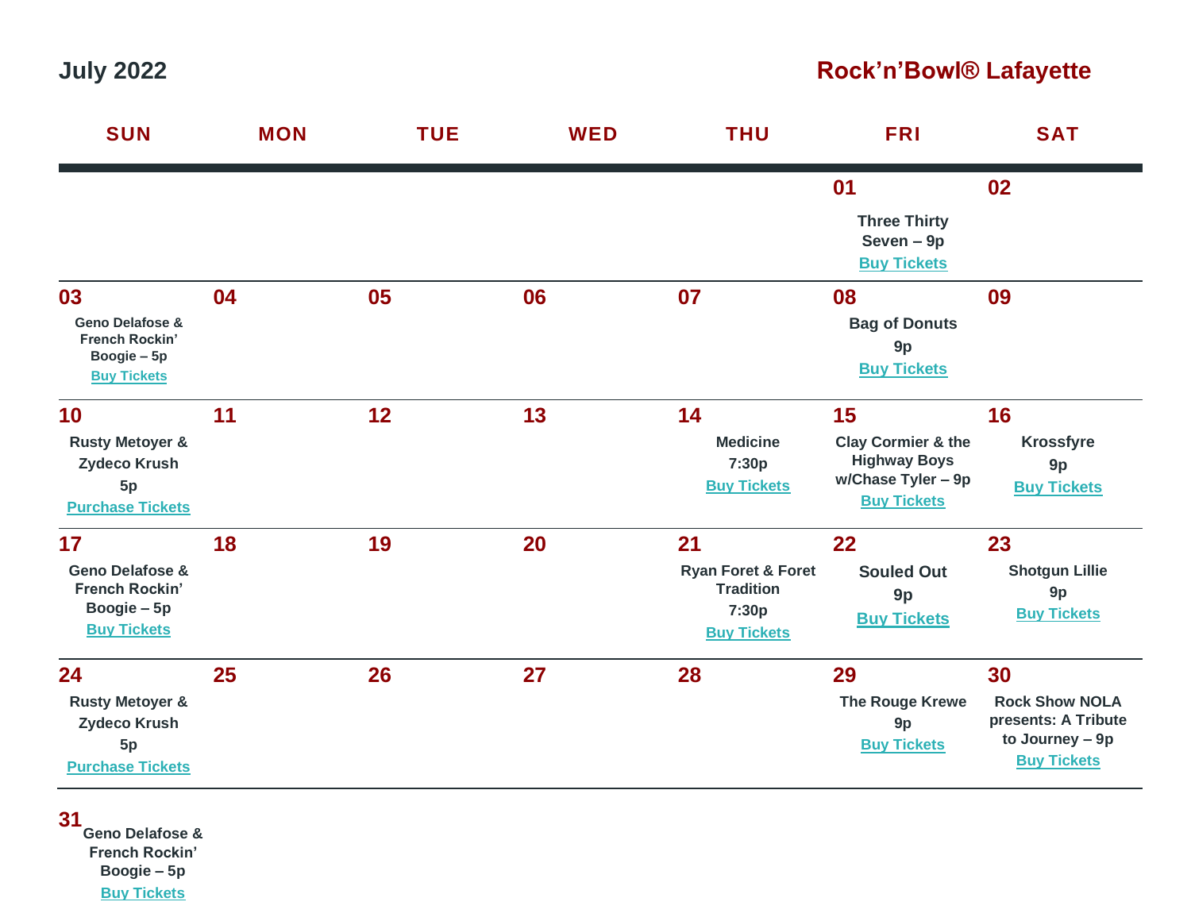# July 2022

## Rock’n’Bowl® Lafayette

| SUN | MON | TUE | WED | THU | FRI | SAT |
|---|---|---|---|---|---|---|
| | | | | | 01 Three Thirty Seven – 9p Buy Tickets | 02 |
| 03 Geno Delafose & French Rockin’ Boogie – 5p Buy Tickets | 04 | 05 | 06 | 07 | 08 Bag of Donuts 9p Buy Tickets | 09 |
| 10 Rusty Metoyer & Zydeco Krush 5p Purchase Tickets | 11 | 12 | 13 | 14 Medicine 7:30p Buy Tickets | 15 Clay Cormier & the Highway Boys w/Chase Tyler – 9p Buy Tickets | 16 Krossfyre 9p Buy Tickets |
| 17 Geno Delafose & French Rockin’ Boogie – 5p Buy Tickets | 18 | 19 | 20 | 21 Ryan Foret & Foret Tradition 7:30p Buy Tickets | 22 Souled Out 9p Buy Tickets | 23 Shotgun Lillie 9p Buy Tickets |
| 24 Rusty Metoyer & Zydeco Krush 5p Purchase Tickets | 25 | 26 | 27 | 28 | 29 The Rouge Krewe 9p Buy Tickets | 30 Rock Show NOLA presents: A Tribute to Journey – 9p Buy Tickets |
| 31 Geno Delafose & French Rockin’ Boogie – 5p Buy Tickets | | | | | | |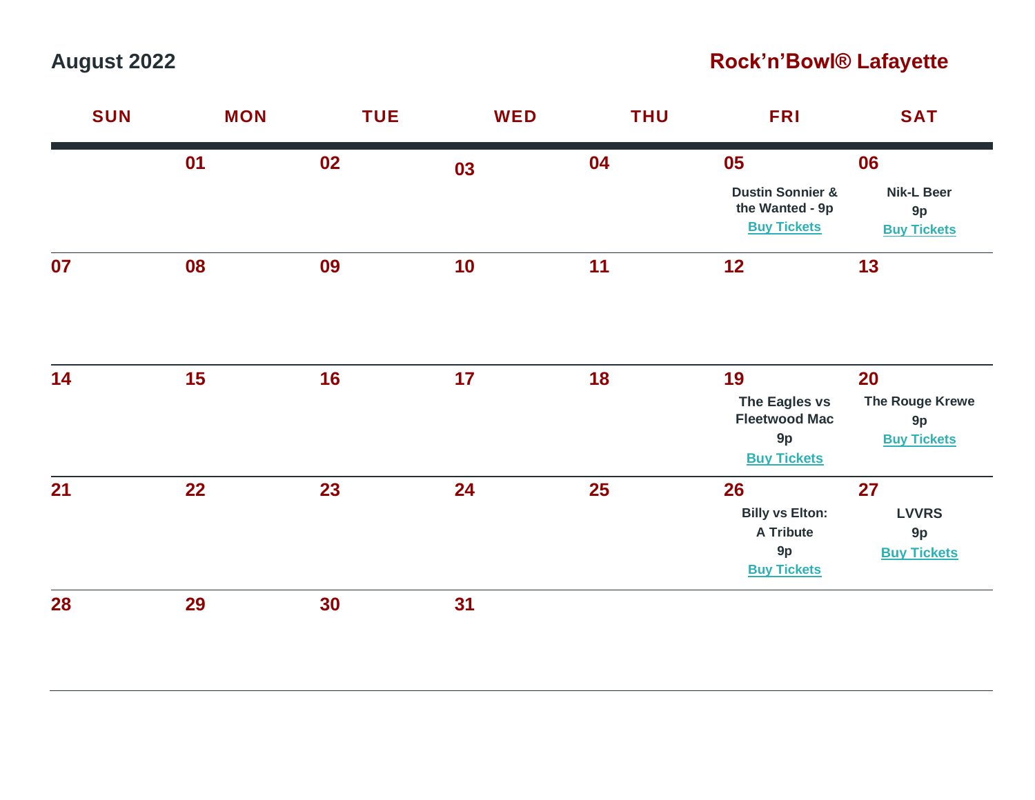**August 2022**

**Rock'n'Bowl® Lafayette**

| SUN | MON | TUE | WED | THU | FRI | SAT |
|---|---|---|---|---|---|---|
| | 01 | 02 | 03 | 04 | 05<br>Dustin Sonnier & the Wanted - 9p<br>Buy Tickets | 06<br>Nik-L Beer<br>9p<br>Buy Tickets |
| 07 | 08 | 09 | 10 | 11 | 12 | 13 |
| 14 | 15 | 16 | 17 | 18 | 19<br>The Eagles vs Fleetwood Mac<br>9p<br>Buy Tickets | 20<br>The Rouge Krewe<br>9p<br>Buy Tickets |
| 21 | 22 | 23 | 24 | 25 | 26<br>Billy vs Elton: A Tribute<br>9p<br>Buy Tickets | 27<br>LVVRS<br>9p<br>Buy Tickets |
| 28 | 29 | 30 | 31 | | | |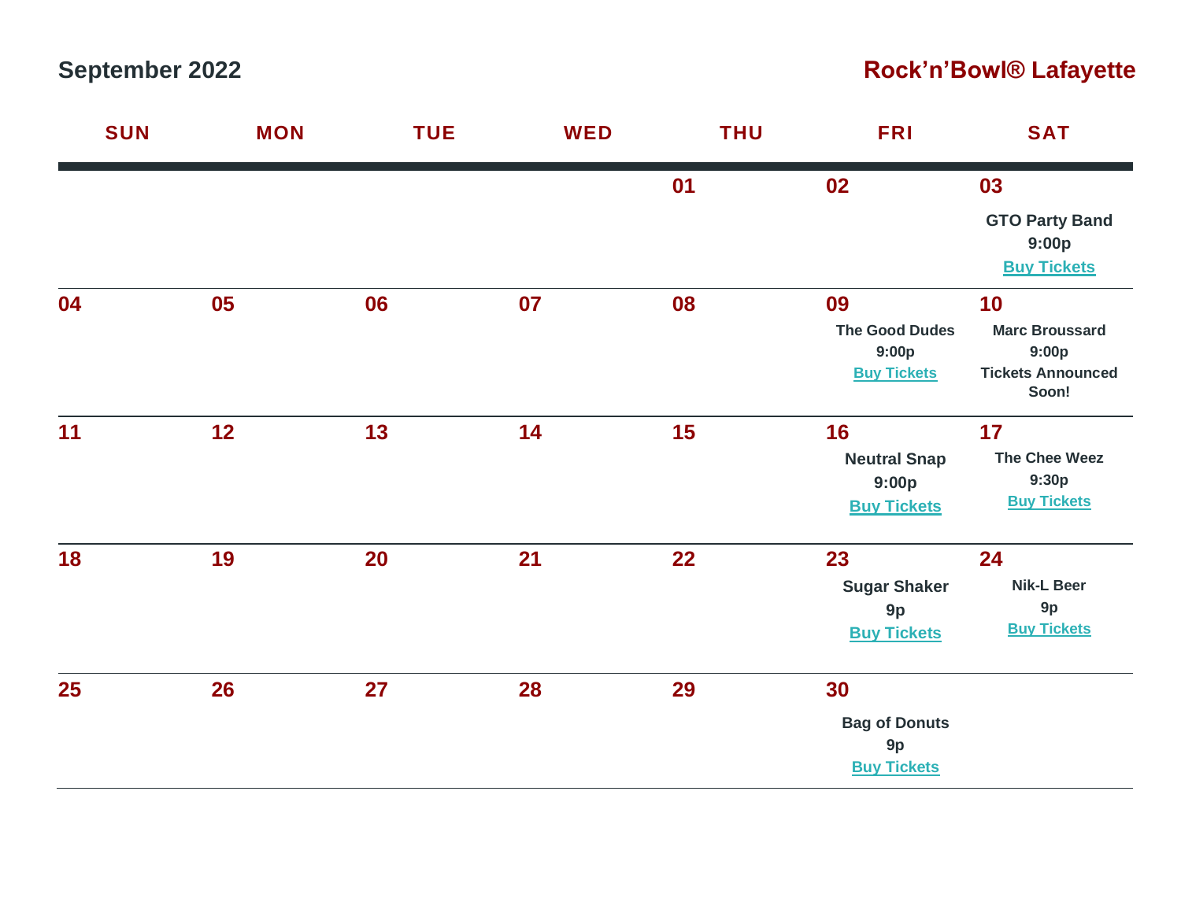**September 2022**

**Rock'n'Bowl® Lafayette**

| SUN | MON | TUE | WED | THU | FRI | SAT |
|---|---|---|---|---|---|---|
| | | | | 01 | 02 | 03<br>GTO Party Band<br>9:00p<br>Buy Tickets |
| 04 | 05 | 06 | 07 | 08 | 09<br>The Good Dudes<br>9:00p<br>Buy Tickets | 10<br>Marc Broussard<br>9:00p<br>Tickets Announced Soon! |
| 11 | 12 | 13 | 14 | 15 | 16<br>Neutral Snap<br>9:00p<br>Buy Tickets | 17<br>The Chee Weez<br>9:30p<br>Buy Tickets |
| 18 | 19 | 20 | 21 | 22 | 23<br>Sugar Shaker<br>9p<br>Buy Tickets | 24<br>Nik-L Beer<br>9p<br>Buy Tickets |
| 25 | 26 | 27 | 28 | 29 | 30<br>Bag of Donuts<br>9p<br>Buy Tickets | |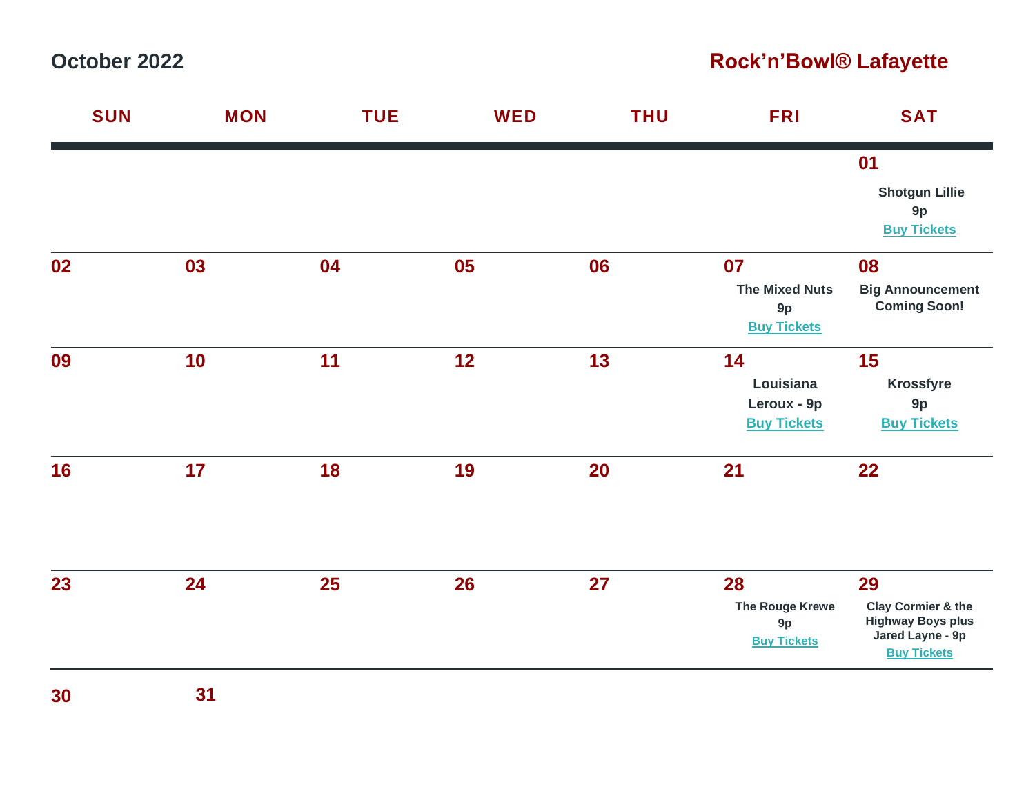## October 2022

## Rock'n'Bowl® Lafayette

| SUN | MON | TUE | WED | THU | FRI | SAT |
|---|---|---|---|---|---|---|
| | | | | | | **01** Shotgun Lillie 9p [Buy Tickets] |
| **02** | **03** | **04** | **05** | **06** | **07** The Mixed Nuts 9p [Buy Tickets] | **08** Big Announcement Coming Soon! |
| **09** | **10** | **11** | **12** | **13** | **14** Louisiana Leroux - 9p [Buy Tickets] | **15** Krossfyre 9p [Buy Tickets] |
| **16** | **17** | **18** | **19** | **20** | **21** | **22** |
| **23** | **24** | **25** | **26** | **27** | **28** The Rouge Krewe 9p [Buy Tickets] | **29** Clay Cormier & the Highway Boys plus Jared Layne - 9p [Buy Tickets] |
| **30** | **31** | | | | | |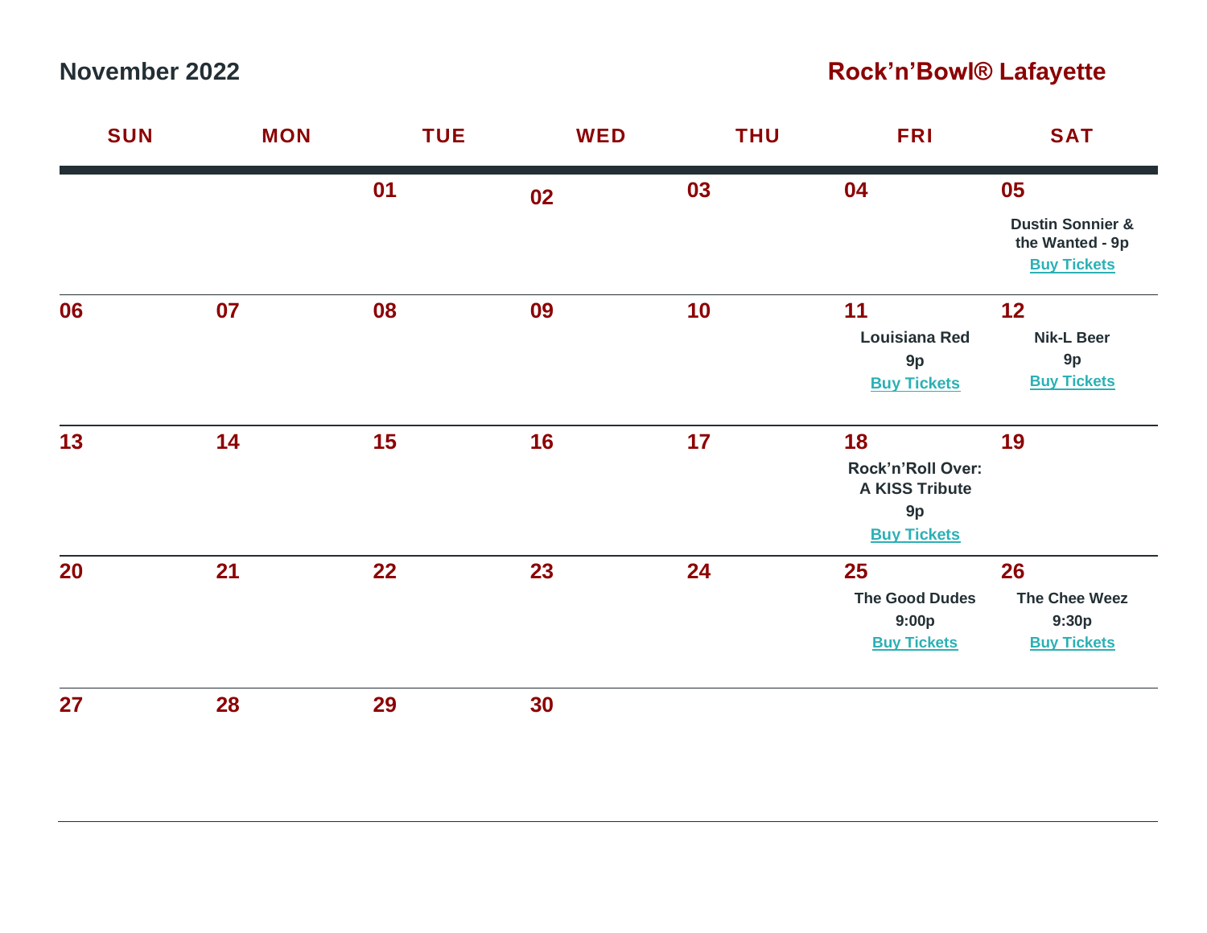## November 2022

## Rock'n'Bowl® Lafayette

| SUN | MON | TUE | WED | THU | FRI | SAT |
|---|---|---|---|---|---|---|
| | | 01 | 02 | 03 | 04 | 05<br>**Dustin Sonnier & the Wanted - 9p**<br>Buy Tickets |
| 06 | 07 | 08 | 09 | 10 | 11<br>**Louisiana Red**<br>**9p**<br>Buy Tickets | 12<br>**Nik-L Beer**<br>**9p**<br>Buy Tickets |
| 13 | 14 | 15 | 16 | 17 | 18<br>**Rock'n'Roll Over: A KISS Tribute**<br>**9p**<br>Buy Tickets | 19 |
| 20 | 21 | 22 | 23 | 24 | 25<br>**The Good Dudes**<br>**9:00p**<br>Buy Tickets | 26<br>**The Chee Weez**<br>**9:30p**<br>Buy Tickets |
| 27 | 28 | 29 | 30 | | | |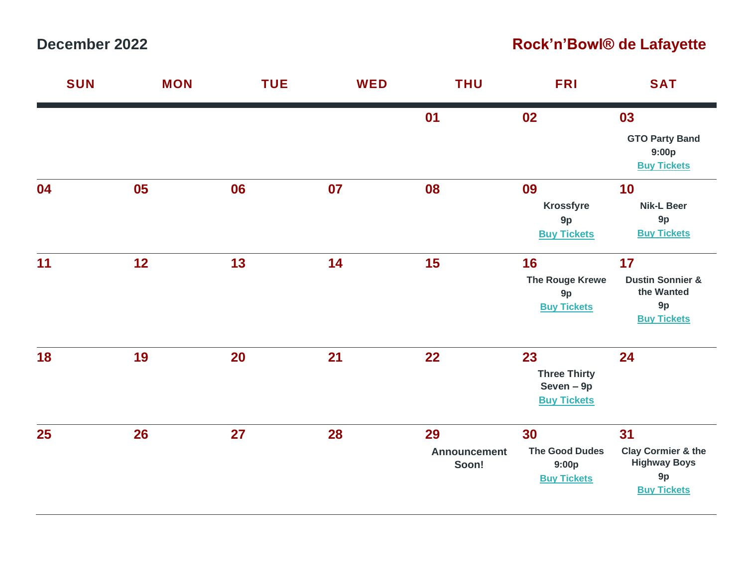**December 2022**

**Rock'n'Bowl® de Lafayette**

| SUN | MON | TUE | WED | THU | FRI | SAT |
|---|---|---|---|---|---|---|
| | | | | 01 | 02 | 03<br>GTO Party Band<br>9:00p<br>Buy Tickets |
| 04 | 05 | 06 | 07 | 08 | 09<br>Krossfyre<br>9p<br>Buy Tickets | 10<br>Nik-L Beer<br>9p<br>Buy Tickets |
| 11 | 12 | 13 | 14 | 15 | 16<br>The Rouge Krewe<br>9p<br>Buy Tickets | 17<br>Dustin Sonnier & the Wanted<br>9p<br>Buy Tickets |
| 18 | 19 | 20 | 21 | 22 | 23<br>Three Thirty Seven – 9p<br>Buy Tickets | 24 |
| 25 | 26 | 27 | 28 | 29<br>Announcement Soon! | 30<br>The Good Dudes<br>9:00p<br>Buy Tickets | 31<br>Clay Cormier & the Highway Boys<br>9p<br>Buy Tickets |